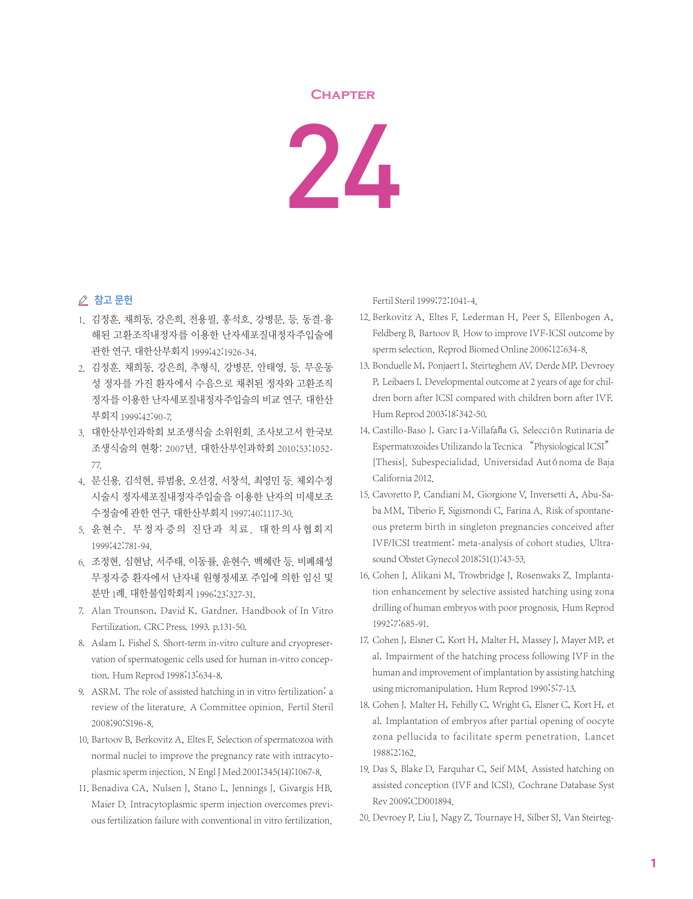# CHAPTER 24

## 참고 문헌

1. 김정훈, 채희동, 강은희, 전용필, 홍석호, 강병문, 등. 동결-융해된 고환조직내정자를 이용한 난자세포질내정자주입술에 관한 연구. 대한산부회지 1999;42:1926-34.
2. 김정훈, 채희동, 강은희, 추형식, 강병문, 안태영, 등. 무운동성 정자를 가진 환자에서 수음으로 채취된 정자와 고환조직 정자를 이용한 난자세포질내정자주입술의 비교 연구. 대한산부회지 1999;42:90-7.
3. 대한산부인과학회 보조생식술 소위원회. 조사보고서 한국보조생식술의 현황: 2007년. 대한산부인과학회 2010;53:1052-77.
4. 문신용, 김석현, 류범용, 오선경, 서창석, 최영민 등. 체외수정시술시 정자세포질내정자주입술을 이용한 난자의 미세보조수정술에 관한 연구. 대한산부회지 1997;40:1117-30.
5. 윤현수. 무정자증의 진단과 치료. 대한의사협회지 1999;42:781-94.
6. 조정현, 심현남, 서주태, 이동률, 윤현수, 백혜란 등. 비폐쇄성 무정자증 환자에서 난자내 원형정세포 주입에 의한 임신 및 분만 1례. 대한불임학회지 1996;23:327-31.
7. Alan Trounson, David K. Gardner. Handbook of In Vitro Fertilization. CRC Press. 1993. p.131-50.
8. Aslam I, Fishel S. Short-term in-vitro culture and cryopreservation of spermatogenic cells used for human in-vitro conception. Hum Reprod 1998;13:634-8.
9. ASRM. The role of assisted hatching in in vitro fertilization: a review of the literature. A Committee opinion. Fertil Steril 2008;90:S196-8.
10. Bartoov B, Berkovitz A, Eltes F. Selection of spermatozoa with normal nuclei to improve the pregnancy rate with intracytoplasmic sperm injection. N Engl J Med 2001;345(14):1067-8.
11. Benadiva CA, Nulsen J, Stano L, Jennings J, Givargis HB, Maier D. Intracytoplasmic sperm injection overcomes previous fertilization failure with conventional in vitro fertilization. Fertil Steril 1999;72:1041-4.
12. Berkovitz A, Eltes F, Lederman H, Peer S, Ellenbogen A, Feldberg B, Bartoov B. How to improve IVF-ICSI outcome by sperm selection. Reprod Biomed Online 2006;12:634-8.
13. Bonduelle M, Ponjaert I, Steirteghem AV, Derde MP, Devroey P, Leibaers I. Developmental outcome at 2 years of age for children born after ICSI compared with children born after IVF. Hum Reprod 2003;18:342-50.
14. Castillo-Baso J, García-Villafaña G. Selección Rutinaria de Espermatozoides Utilizando la Tecnica "Physiological ICSI" [Thesis]. Subespecialidad. Universidad Autónoma de Baja California 2012.
15. Cavoretto P, Candiani M, Giorgione V, Inversetti A, Abu-Saba MM, Tiberio F, Sigismondi C, Farina A. Risk of spontaneous preterm birth in singleton pregnancies conceived after IVF/ICSI treatment: meta-analysis of cohort studies. Ultrasound Obstet Gynecol 2018;51(1):43-53.
16. Cohen J, Alikani M, Trowbridge J, Rosenwaks Z. Implantation enhancement by selective assisted hatching using zona drilling of human embryos with poor prognosis. Hum Reprod 1992;7:685-91.
17. Cohen J, Elsner C, Kort H, Malter H, Massey J, Mayer MP, et al. Impairment of the hatching process following IVF in the human and improvement of implantation by assisting hatching using micromanipulation. Hum Reprod 1990;5:7-13.
18. Cohen J, Malter H, Fehilly C, Wright G, Elsner C, Kort H, et al. Implantation of embryos after partial opening of oocyte zona pellucida to facilitate sperm penetration. Lancet 1988;2:162.
19. Das S, Blake D, Farquhar C, Seif MM. Assisted hatching on assisted conception (IVF and ICSI). Cochrane Database Syst Rev 2009;CD001894.
20. Devroey P, Liu J, Nagy Z, Tournaye H, Silber SJ, Van Steirteg-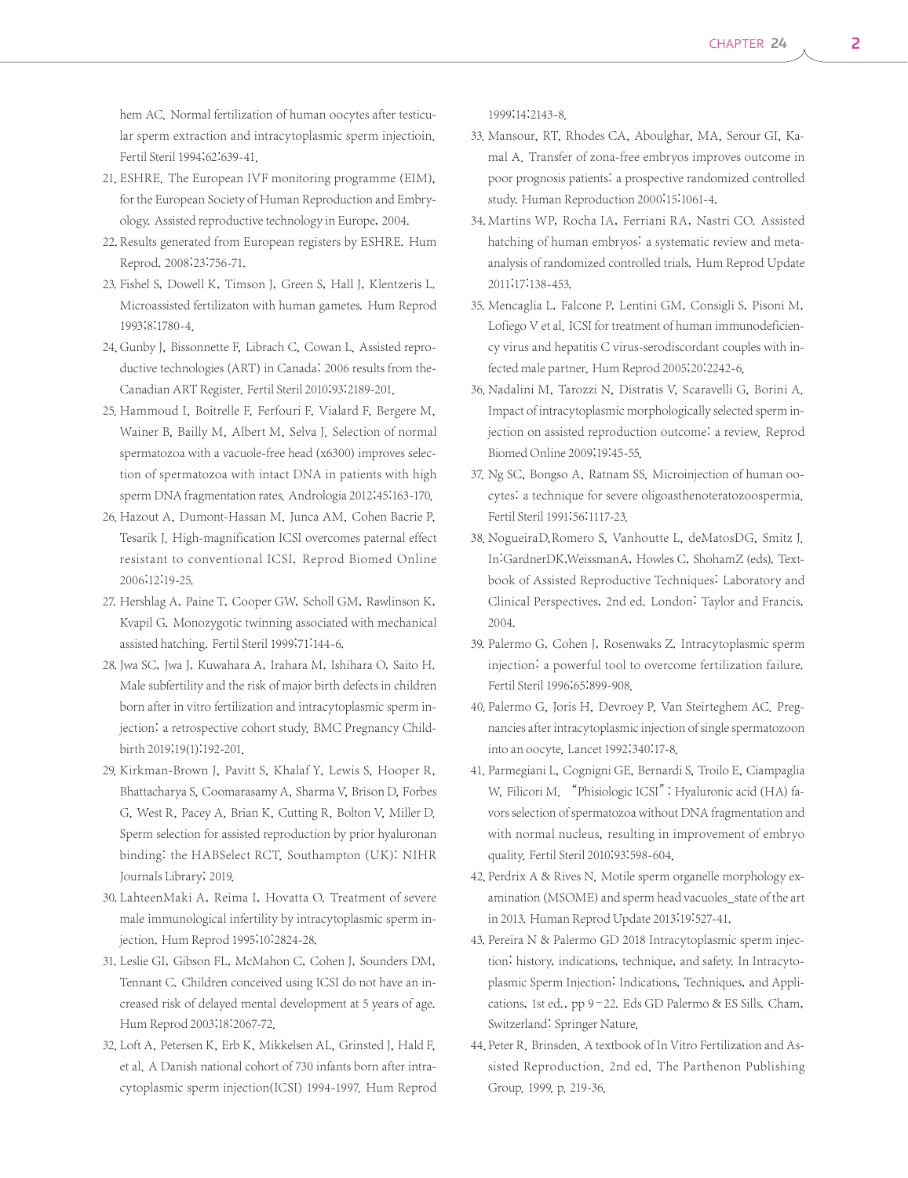hem AC. Normal fertilization of human oocytes after testicular sperm extraction and intracytoplasmic sperm injectioin. Fertil Steril 1994;62:639-41.

21. ESHRE. The European IVF monitoring programme (EIM), for the European Society of Human Reproduction and Embryology. Assisted reproductive technology in Europe, 2004.
22. Results generated from European registers by ESHRE. Hum Reprod. 2008;23:756-71.
23. Fishel S, Dowell K, Timson J, Green S, Hall J, Klentzeris L. Microassisted fertilizaton with human gametes. Hum Reprod 1993;8:1780-4.
24. Gunby J, Bissonnette F, Librach C, Cowan L. Assisted reproductive technologies (ART) in Canada: 2006 results from the-Canadian ART Register. Fertil Steril 2010;93:2189-201.
25. Hammoud I, Boitrelle F, Ferfouri F, Vialard F, Bergere M, Wainer B, Bailly M, Albert M, Selva J. Selection of normal spermatozoa with a vacuole-free head (x6300) improves selection of spermatozoa with intact DNA in patients with high sperm DNA fragmentation rates. Andrologia 2012;45:163-170.
26. Hazout A, Dumont-Hassan M, Junca AM, Cohen Bacrie P, Tesarik J. High-magnification ICSI overcomes paternal effect resistant to conventional ICSI. Reprod Biomed Online 2006;12:19-25.
27. Hershlag A, Paine T, Cooper GW, Scholl GM, Rawlinson K, Kvapil G. Monozygotic twinning associated with mechanical assisted hatching. Fertil Steril 1999;71:144-6.
28. Jwa SC, Jwa J, Kuwahara A, Irahara M, Ishihara O, Saito H. Male subfertility and the risk of major birth defects in children born after in vitro fertilization and intracytoplasmic sperm injection: a retrospective cohort study. BMC Pregnancy Childbirth 2019;19(1):192-201.
29. Kirkman-Brown J, Pavitt S, Khalaf Y, Lewis S, Hooper R, Bhattacharya S, Coomarasamy A, Sharma V, Brison D, Forbes G, West R, Pacey A, Brian K, Cutting R, Bolton V, Miller D. Sperm selection for assisted reproduction by prior hyaluronan binding: the HABSelect RCT. Southampton (UK): NIHR Journals Library; 2019.
30. LahteenMaki A, Reima I, Hovatta O. Treatment of severe male immunological infertility by intracytoplasmic sperm injection. Hum Reprod 1995;10:2824-28.
31. Leslie GI, Gibson FL, McMahon C, Cohen J, Sounders DM, Tennant C. Children conceived using ICSI do not have an increased risk of delayed mental development at 5 years of age. Hum Reprod 2003;18:2067-72.
32. Loft A, Petersen K, Erb K, Mikkelsen AL, Grinsted J, Hald F, et al. A Danish national cohort of 730 infants born after intracytoplasmic sperm injection(ICSI) 1994-1997. Hum Reprod 1999;14:2143-8.
33. Mansour, RT, Rhodes CA, Aboulghar, MA, Serour GI, Kamal A. Transfer of zona-free embryos improves outcome in poor prognosis patients: a prospective randomized controlled study. Human Reproduction 2000;15:1061-4.
34. Martins WP, Rocha IA, Ferriani RA, Nastri CO. Assisted hatching of human embryos: a systematic review and meta-analysis of randomized controlled trials. Hum Reprod Update 2011;17:138-453.
35. Mencaglia L, Falcone P, Lentini GM, Consigli S, Pisoni M, Lofiego V et al. ICSI for treatment of human immunodeficiency virus and hepatitis C virus-serodiscordant couples with infected male partner. Hum Reprod 2005;20:2242-6.
36. Nadalini M, Tarozzi N, Distratis V, Scaravelli G, Borini A. Impact of intracytoplasmic morphologically selected sperm injection on assisted reproduction outcome: a review. Reprod Biomed Online 2009;19:45-55.
37. Ng SC, Bongso A, Ratnam SS. Microinjection of human oocytes: a technique for severe oligoasthenoteratozoospermia. Fertil Steril 1991;56:1117-23.
38. NogueiraD,Romero S, Vanhoutte L, deMatosDG, Smitz J. In:GardnerDK,WeissmanA, Howles C, ShohamZ (eds). Textbook of Assisted Reproductive Techniques: Laboratory and Clinical Perspectives, 2nd ed. London: Taylor and Francis, 2004.
39. Palermo G, Cohen J, Rosenwaks Z. Intracytoplasmic sperm injection: a powerful tool to overcome fertilization failure. Fertil Steril 1996;65:899-908.
40. Palermo G, Joris H, Devroey P, Van Steirteghem AC. Pregnancies after intracytoplasmic injection of single spermatozoon into an oocyte. Lancet 1992;340:17-8.
41. Parmegiani L, Cognigni GE, Bernardi S, Troilo E, Ciampaglia W, Filicori M. "Phisiologic ICSI": Hyaluronic acid (HA) favors selection of spermatozoa without DNA fragmentation and with normal nucleus, resulting in improvement of embryo quality. Fertil Steril 2010;93:598-604.
42. Perdrix A & Rives N. Motile sperm organelle morphology examination (MSOME) and sperm head vacuoles_state of the art in 2013. Human Reprod Update 2013;19:527-41.
43. Pereira N & Palermo GD 2018 Intracytoplasmic sperm injection: history, indications, technique, and safety. In Intracytoplasmic Sperm Injection: Indications, Techniques, and Applications, 1st ed., pp 9–22. Eds GD Palermo & ES Sills. Cham, Switzerland: Springer Nature.
44. Peter R. Brinsden. A textbook of In Vitro Fertilization and Assisted Reproduction. 2nd ed. The Parthenon Publishing Group. 1999. p. 219-36.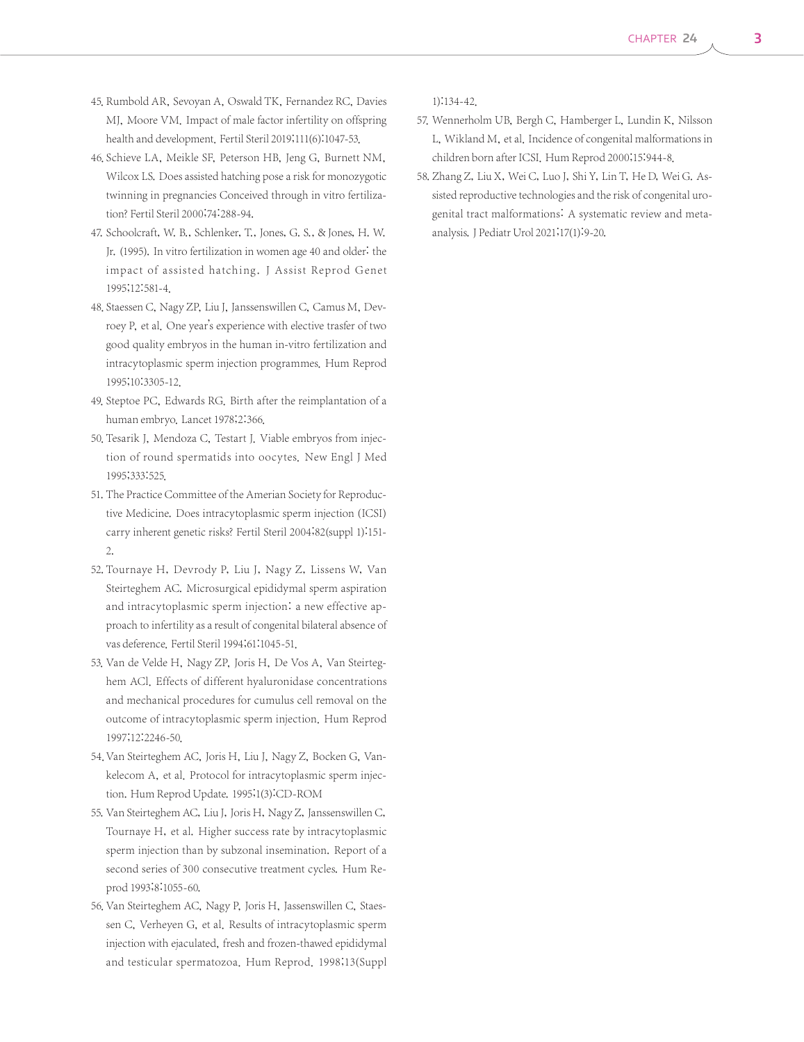45. Rumbold AR, Sevoyan A, Oswald TK, Fernandez RC, Davies MJ, Moore VM. Impact of male factor infertility on offspring health and development. Fertil Steril 2019;111(6):1047-53.
46. Schieve LA, Meikle SF, Peterson HB, Jeng G, Burnett NM, Wilcox LS. Does assisted hatching pose a risk for monozygotic twinning in pregnancies Conceived through in vitro fertilization? Fertil Steril 2000;74:288-94.
47. Schoolcraft, W. B., Schlenker, T., Jones, G. S., & Jones, H. W. Jr. (1995). In vitro fertilization in women age 40 and older: the impact of assisted hatching. J Assist Reprod Genet 1995;12:581-4.
48. Staessen C, Nagy ZP, Liu J, Janssenswillen C, Camus M, Devroey P, et al. One year's experience with elective trasfer of two good quality embryos in the human in-vitro fertilization and intracytoplasmic sperm injection programmes. Hum Reprod 1995;10:3305-12.
49. Steptoe PC, Edwards RG. Birth after the reimplantation of a human embryo. Lancet 1978;2:366.
50. Tesarik J, Mendoza C, Testart J. Viable embryos from injection of round spermatids into oocytes. New Engl J Med 1995;333:525.
51. The Practice Committee of the Amerian Society for Reproductive Medicine. Does intracytoplasmic sperm injection (ICSI) carry inherent genetic risks? Fertil Steril 2004;82(suppl 1):151-2.
52. Tournaye H, Devrody P, Liu J, Nagy Z, Lissens W, Van Steirteghem AC. Microsurgical epididymal sperm aspiration and intracytoplasmic sperm injection: a new effective approach to infertility as a result of congenital bilateral absence of vas deference. Fertil Steril 1994;61:1045-51.
53. Van de Velde H, Nagy ZP, Joris H, De Vos A, Van Steirteghem ACl. Effects of different hyaluronidase concentrations and mechanical procedures for cumulus cell removal on the outcome of intracytoplasmic sperm injection. Hum Reprod 1997;12:2246-50.
54. Van Steirteghem AC, Joris H, Liu J, Nagy Z, Bocken G, Vankelecom A, et al. Protocol for intracytoplasmic sperm injection. Hum Reprod Update. 1995;1(3):CD-ROM
55. Van Steirteghem AC, Liu J, Joris H, Nagy Z, Janssenswillen C, Tournaye H, et al. Higher success rate by intracytoplasmic sperm injection than by subzonal insemination. Report of a second series of 300 consecutive treatment cycles. Hum Reprod 1993;8:1055-60.
56. Van Steirteghem AC, Nagy P, Joris H, Jassenswillen C, Staessen C, Verheyen G, et al. Results of intracytoplasmic sperm injection with ejaculated, fresh and frozen-thawed epididymal and testicular spermatozoa. Hum Reprod. 1998;13(Suppl 1):134-42.
57. Wennerholm UB, Bergh C, Hamberger L, Lundin K, Nilsson L, Wikland M, et al. Incidence of congenital malformations in children born after ICSI. Hum Reprod 2000;15:944-8.
58. Zhang Z, Liu X, Wei C, Luo J, Shi Y, Lin T, He D, Wei G. Assisted reproductive technologies and the risk of congenital urogenital tract malformations: A systematic review and meta-analysis. J Pediatr Urol 2021;17(1):9-20.